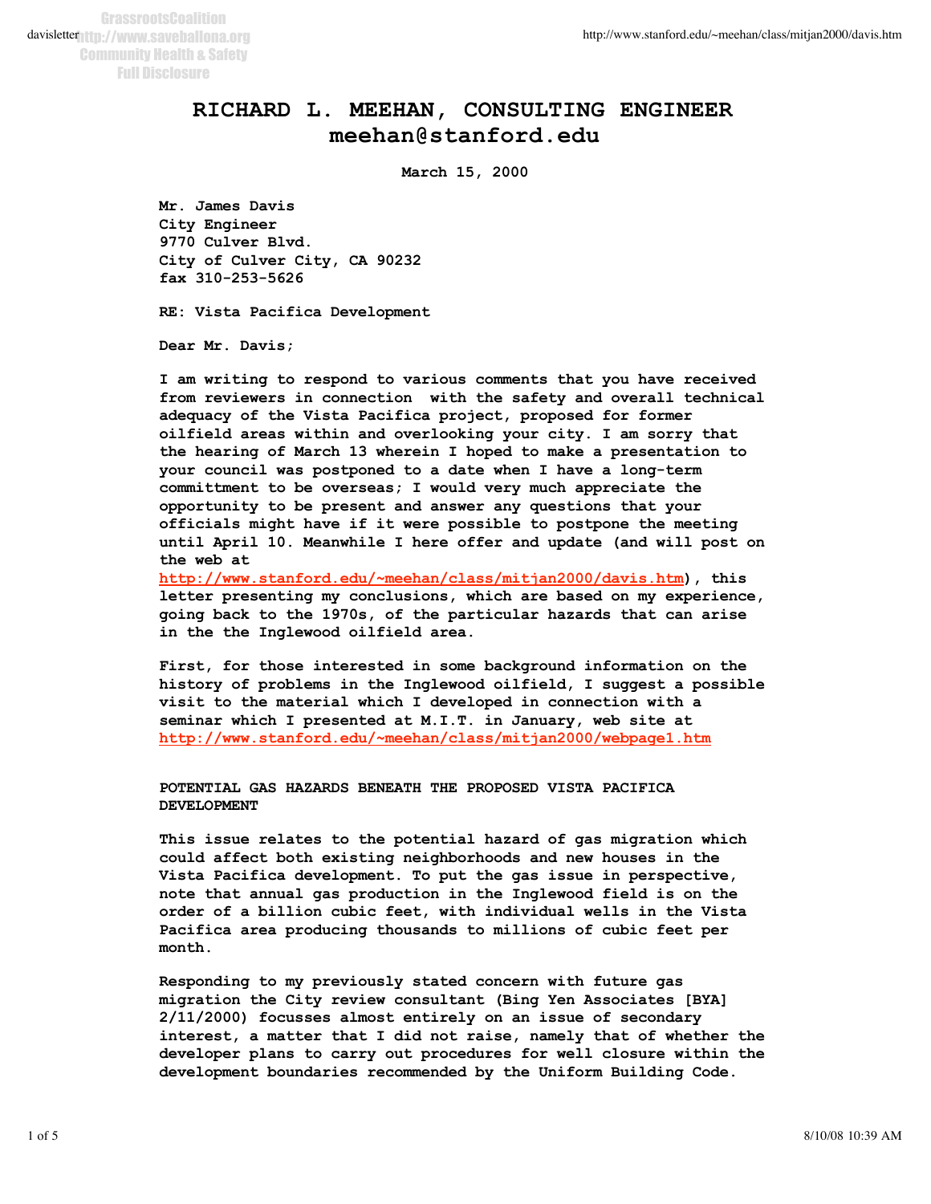# RICHARD L. MEEHAN, CONSULTING ENGINEER
# meehan@stanford.edu

**March 15, 2000**

**Mr. James Davis**
**City Engineer**
**9770 Culver Blvd.**
**City of Culver City, CA 90232**
**fax 310-253-5626**

**RE: Vista Pacifica Development**

**Dear Mr. Davis;**

**I am writing to respond to various comments that you have received from reviewers in connection with the safety and overall technical adequacy of the Vista Pacifica project, proposed for former oilfield areas within and overlooking your city. I am sorry that the hearing of March 13 wherein I hoped to make a presentation to your council was postponed to a date when I have a long-term committment to be overseas; I would very much appreciate the opportunity to be present and answer any questions that your officials might have if it were possible to postpone the meeting until April 10. Meanwhile I here offer and update (and will post on the web at http://www.stanford.edu/~meehan/class/mitjan2000/davis.htm), this letter presenting my conclusions, which are based on my experience, going back to the 1970s, of the particular hazards that can arise in the the Inglewood oilfield area.**

**First, for those interested in some background information on the history of problems in the Inglewood oilfield, I suggest a possible visit to the material which I developed in connection with a seminar which I presented at M.I.T. in January, web site at http://www.stanford.edu/~meehan/class/mitjan2000/webpage1.htm**

**POTENTIAL GAS HAZARDS BENEATH THE PROPOSED VISTA PACIFICA DEVELOPMENT**

**This issue relates to the potential hazard of gas migration which could affect both existing neighborhoods and new houses in the Vista Pacifica development. To put the gas issue in perspective, note that annual gas production in the Inglewood field is on the order of a billion cubic feet, with individual wells in the Vista Pacifica area producing thousands to millions of cubic feet per month.**

**Responding to my previously stated concern with future gas migration the City review consultant (Bing Yen Associates [BYA] 2/11/2000) focusses almost entirely on an issue of secondary interest, a matter that I did not raise, namely that of whether the developer plans to carry out procedures for well closure within the development boundaries recommended by the Uniform Building Code.**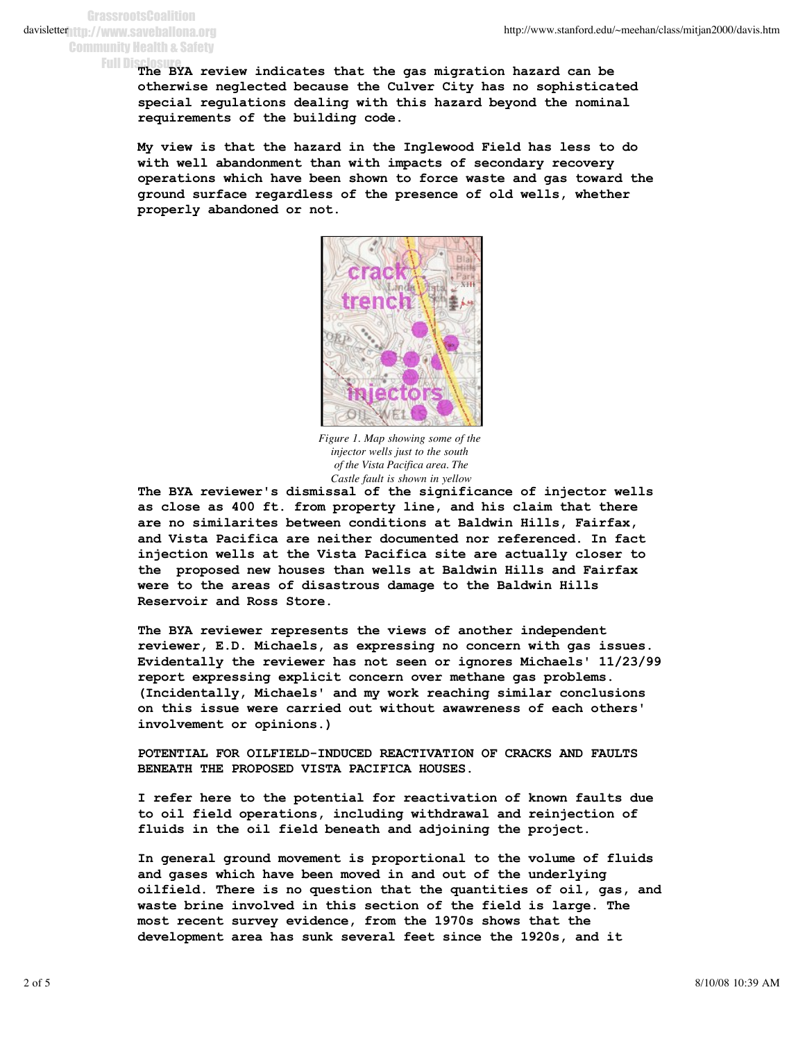The BYA review indicates that the gas migration hazard can be otherwise neglected because the Culver City has no sophisticated special regulations dealing with this hazard beyond the nominal requirements of the building code.

My view is that the hazard in the Inglewood Field has less to do with well abandonment than with impacts of secondary recovery operations which have been shown to force waste and gas toward the ground surface regardless of the presence of old wells, whether properly abandoned or not.

*Figure 1. Map showing some of the injector wells just to the south of the Vista Pacifica area. The Castle fault is shown in yellow*

The BYA reviewer's dismissal of the significance of injector wells as close as 400 ft. from property line, and his claim that there are no similarites between conditions at Baldwin Hills, Fairfax, and Vista Pacifica are neither documented nor referenced. In fact injection wells at the Vista Pacifica site are actually closer to the proposed new houses than wells at Baldwin Hills and Fairfax were to the areas of disastrous damage to the Baldwin Hills Reservoir and Ross Store.

The BYA reviewer represents the views of another independent reviewer, E.D. Michaels, as expressing no concern with gas issues. Evidentally the reviewer has not seen or ignores Michaels' 11/23/99 report expressing explicit concern over methane gas problems. (Incidentally, Michaels' and my work reaching similar conclusions on this issue were carried out without awawreness of each others' involvement or opinions.)

POTENTIAL FOR OILFIELD-INDUCED REACTIVATION OF CRACKS AND FAULTS BENEATH THE PROPOSED VISTA PACIFICA HOUSES.

I refer here to the potential for reactivation of known faults due to oil field operations, including withdrawal and reinjection of fluids in the oil field beneath and adjoining the project.

In general ground movement is proportional to the volume of fluids and gases which have been moved in and out of the underlying oilfield. There is no question that the quantities of oil, gas, and waste brine involved in this section of the field is large. The most recent survey evidence, from the 1970s shows that the development area has sunk several feet since the 1920s, and it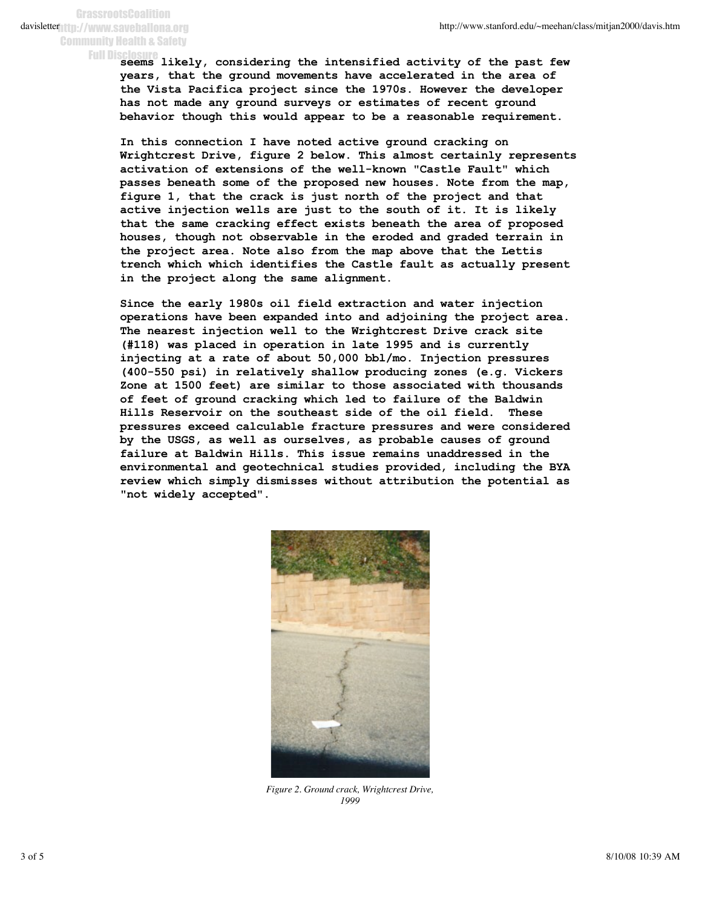seems likely, considering the intensified activity of the past few years, that the ground movements have accelerated in the area of the Vista Pacifica project since the 1970s. However the developer has not made any ground surveys or estimates of recent ground behavior though this would appear to be a reasonable requirement.

In this connection I have noted active ground cracking on Wrightcrest Drive, figure 2 below. This almost certainly represents activation of extensions of the well-known "Castle Fault" which passes beneath some of the proposed new houses. Note from the map, figure 1, that the crack is just north of the project and that active injection wells are just to the south of it. It is likely that the same cracking effect exists beneath the area of proposed houses, though not observable in the eroded and graded terrain in the project area. Note also from the map above that the Lettis trench which which identifies the Castle fault as actually present in the project along the same alignment.

Since the early 1980s oil field extraction and water injection operations have been expanded into and adjoining the project area. The nearest injection well to the Wrightcrest Drive crack site (#118) was placed in operation in late 1995 and is currently injecting at a rate of about 50,000 bbl/mo. Injection pressures (400-550 psi) in relatively shallow producing zones (e.g. Vickers Zone at 1500 feet) are similar to those associated with thousands of feet of ground cracking which led to failure of the Baldwin Hills Reservoir on the southeast side of the oil field. These pressures exceed calculable fracture pressures and were considered by the USGS, as well as ourselves, as probable causes of ground failure at Baldwin Hills. This issue remains unaddressed in the environmental and geotechnical studies provided, including the BYA review which simply dismisses without attribution the potential as "not widely accepted".

*Figure 2. Ground crack, Wrightcrest Drive, 1999*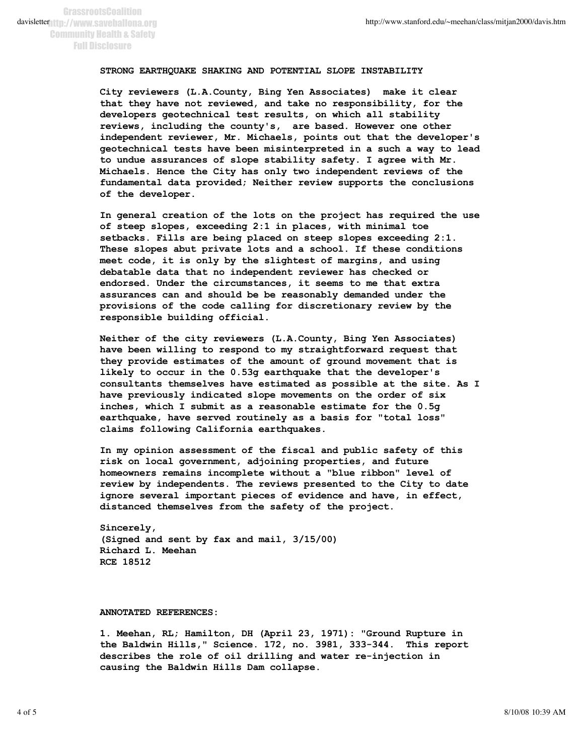**STRONG EARTHQUAKE SHAKING AND POTENTIAL SLOPE INSTABILITY**

**City reviewers (L.A.County, Bing Yen Associates) make it clear that they have not reviewed, and take no responsibility, for the developers geotechnical test results, on which all stability reviews, including the county's, are based. However one other independent reviewer, Mr. Michaels, points out that the developer's geotechnical tests have been misinterpreted in a such a way to lead to undue assurances of slope stability safety. I agree with Mr. Michaels. Hence the City has only two independent reviews of the fundamental data provided; Neither review supports the conclusions of the developer.**

**In general creation of the lots on the project has required the use of steep slopes, exceeding 2:1 in places, with minimal toe setbacks. Fills are being placed on steep slopes exceeding 2:1. These slopes abut private lots and a school. If these conditions meet code, it is only by the slightest of margins, and using debatable data that no independent reviewer has checked or endorsed. Under the circumstances, it seems to me that extra assurances can and should be be reasonably demanded under the provisions of the code calling for discretionary review by the responsible building official.**

**Neither of the city reviewers (L.A.County, Bing Yen Associates) have been willing to respond to my straightforward request that they provide estimates of the amount of ground movement that is likely to occur in the 0.53g earthquake that the developer's consultants themselves have estimated as possible at the site. As I have previously indicated slope movements on the order of six inches, which I submit as a reasonable estimate for the 0.5g earthquake, have served routinely as a basis for "total loss" claims following California earthquakes.**

**In my opinion assessment of the fiscal and public safety of this risk on local government, adjoining properties, and future homeowners remains incomplete without a "blue ribbon" level of review by independents. The reviews presented to the City to date ignore several important pieces of evidence and have, in effect, distanced themselves from the safety of the project.**

**Sincerely,**
**(Signed and sent by fax and mail, 3/15/00)**
**Richard L. Meehan**
**RCE 18512**

**ANNOTATED REFERENCES:**

**1. Meehan, RL; Hamilton, DH (April 23, 1971): "Ground Rupture in the Baldwin Hills," Science. 172, no. 3981, 333-344. This report describes the role of oil drilling and water re-injection in causing the Baldwin Hills Dam collapse.**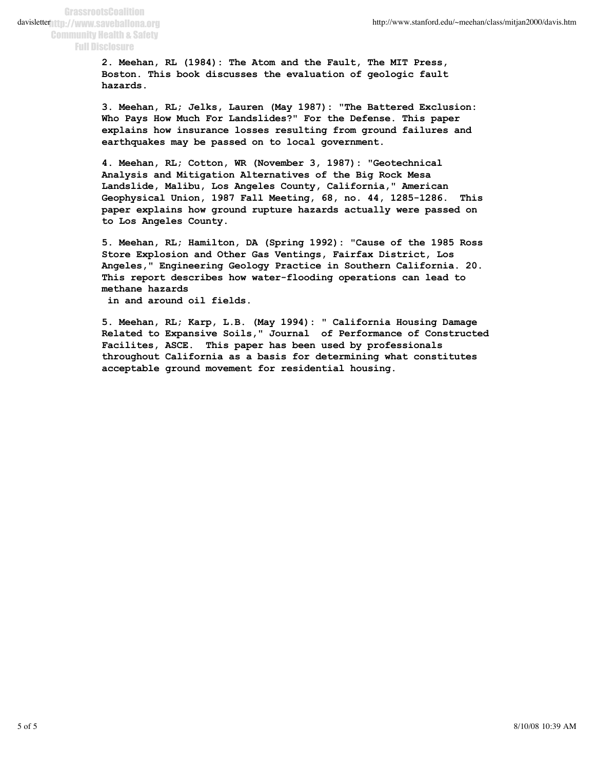2. Meehan, RL (1984): The Atom and the Fault, The MIT Press, Boston. This book discusses the evaluation of geologic fault hazards.

3. Meehan, RL; Jelks, Lauren (May 1987): "The Battered Exclusion: Who Pays How Much For Landslides?" For the Defense. This paper explains how insurance losses resulting from ground failures and earthquakes may be passed on to local government.

4. Meehan, RL; Cotton, WR (November 3, 1987): "Geotechnical Analysis and Mitigation Alternatives of the Big Rock Mesa Landslide, Malibu, Los Angeles County, California," American Geophysical Union, 1987 Fall Meeting, 68, no. 44, 1285-1286. This paper explains how ground rupture hazards actually were passed on to Los Angeles County.

5. Meehan, RL; Hamilton, DA (Spring 1992): "Cause of the 1985 Ross Store Explosion and Other Gas Ventings, Fairfax District, Los Angeles," Engineering Geology Practice in Southern California. 20. This report describes how water-flooding operations can lead to methane hazards in and around oil fields.

5. Meehan, RL; Karp, L.B. (May 1994): " California Housing Damage Related to Expansive Soils," Journal of Performance of Constructed Facilites, ASCE. This paper has been used by professionals throughout California as a basis for determining what constitutes acceptable ground movement for residential housing.